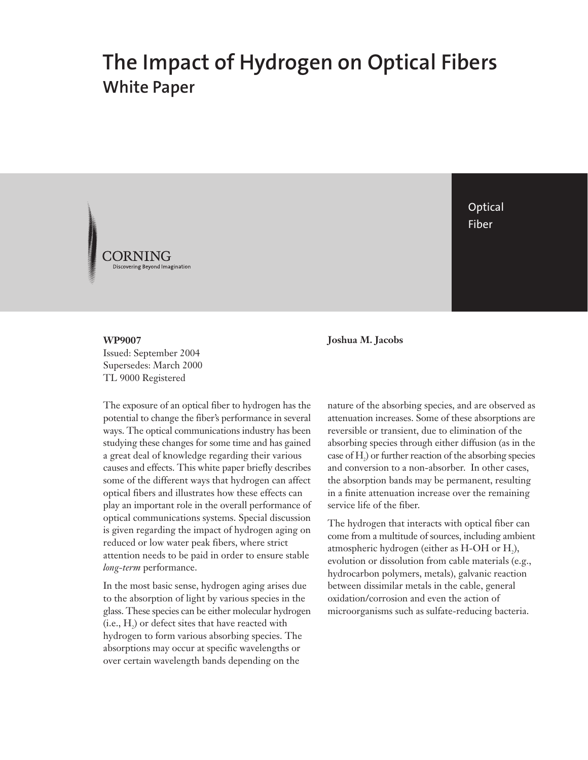# The Impact of Hydrogen on Optical Fibers

## White Paper

Optical Fiber

CORNING
Discovering Beyond Imagination

**WP9007**
Issued: September 2004
Supersedes: March 2000
TL 9000 Registered

**Joshua M. Jacobs**

The exposure of an optical fiber to hydrogen has the potential to change the fiber's performance in several ways. The optical communications industry has been studying these changes for some time and has gained a great deal of knowledge regarding their various causes and effects. This white paper briefly describes some of the different ways that hydrogen can affect optical fibers and illustrates how these effects can play an important role in the overall performance of optical communications systems. Special discussion is given regarding the impact of hydrogen aging on reduced or low water peak fibers, where strict attention needs to be paid in order to ensure stable *long-term* performance.

In the most basic sense, hydrogen aging arises due to the absorption of light by various species in the glass. These species can be either molecular hydrogen (i.e., $H_2$) or defect sites that have reacted with hydrogen to form various absorbing species. The absorptions may occur at specific wavelengths or over certain wavelength bands depending on the nature of the absorbing species, and are observed as attenuation increases. Some of these absorptions are reversible or transient, due to elimination of the absorbing species through either diffusion (as in the case of $H_2$) or further reaction of the absorbing species and conversion to a non-absorber. In other cases, the absorption bands may be permanent, resulting in a finite attenuation increase over the remaining service life of the fiber.

The hydrogen that interacts with optical fiber can come from a multitude of sources, including ambient atmospheric hydrogen (either as H-OH or $H_2$), evolution or dissolution from cable materials (e.g., hydrocarbon polymers, metals), galvanic reaction between dissimilar metals in the cable, general oxidation/corrosion and even the action of microorganisms such as sulfate-reducing bacteria.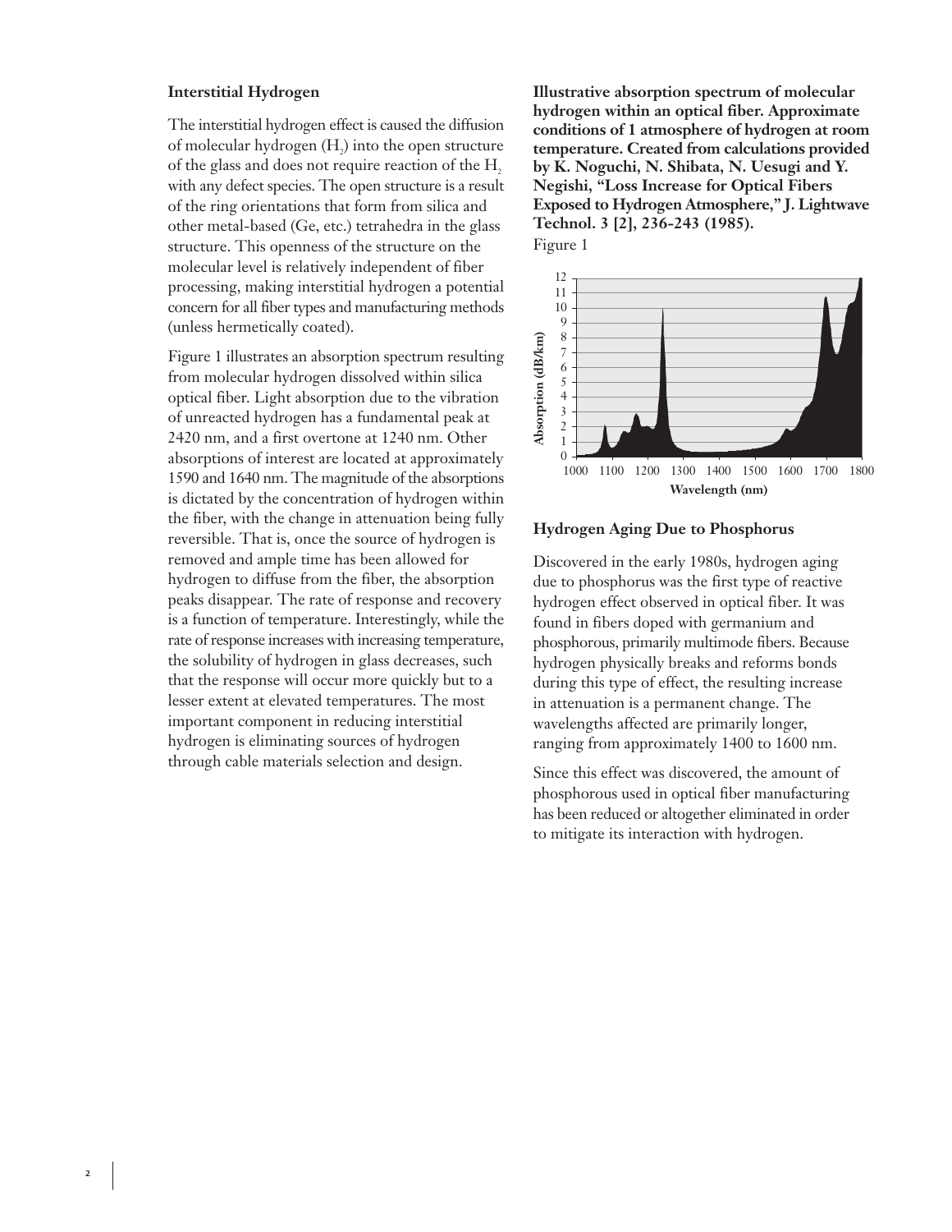### Interstitial Hydrogen

The interstitial hydrogen effect is caused the diffusion of molecular hydrogen ($H_2$) into the open structure of the glass and does not require reaction of the $H_2$ with any defect species. The open structure is a result of the ring orientations that form from silica and other metal-based (Ge, etc.) tetrahedra in the glass structure. This openness of the structure on the molecular level is relatively independent of fiber processing, making interstitial hydrogen a potential concern for all fiber types and manufacturing methods (unless hermetically coated).

Figure 1 illustrates an absorption spectrum resulting from molecular hydrogen dissolved within silica optical fiber. Light absorption due to the vibration of unreacted hydrogen has a fundamental peak at 2420 nm, and a first overtone at 1240 nm. Other absorptions of interest are located at approximately 1590 and 1640 nm. The magnitude of the absorptions is dictated by the concentration of hydrogen within the fiber, with the change in attenuation being fully reversible. That is, once the source of hydrogen is removed and ample time has been allowed for hydrogen to diffuse from the fiber, the absorption peaks disappear. The rate of response and recovery is a function of temperature. Interestingly, while the rate of response increases with increasing temperature, the solubility of hydrogen in glass decreases, such that the response will occur more quickly but to a lesser extent at elevated temperatures. The most important component in reducing interstitial hydrogen is eliminating sources of hydrogen through cable materials selection and design.

**Illustrative absorption spectrum of molecular hydrogen within an optical fiber. Approximate conditions of 1 atmosphere of hydrogen at room temperature. Created from calculations provided by K. Noguchi, N. Shibata, N. Uesugi and Y. Negishi, "Loss Increase for Optical Fibers Exposed to Hydrogen Atmosphere," J. Lightwave Technol. 3 [2], 236-243 (1985).**

Figure 1

### Hydrogen Aging Due to Phosphorus

Discovered in the early 1980s, hydrogen aging due to phosphorus was the first type of reactive hydrogen effect observed in optical fiber. It was found in fibers doped with germanium and phosphorous, primarily multimode fibers. Because hydrogen physically breaks and reforms bonds during this type of effect, the resulting increase in attenuation is a permanent change. The wavelengths affected are primarily longer, ranging from approximately 1400 to 1600 nm.

Since this effect was discovered, the amount of phosphorous used in optical fiber manufacturing has been reduced or altogether eliminated in order to mitigate its interaction with hydrogen.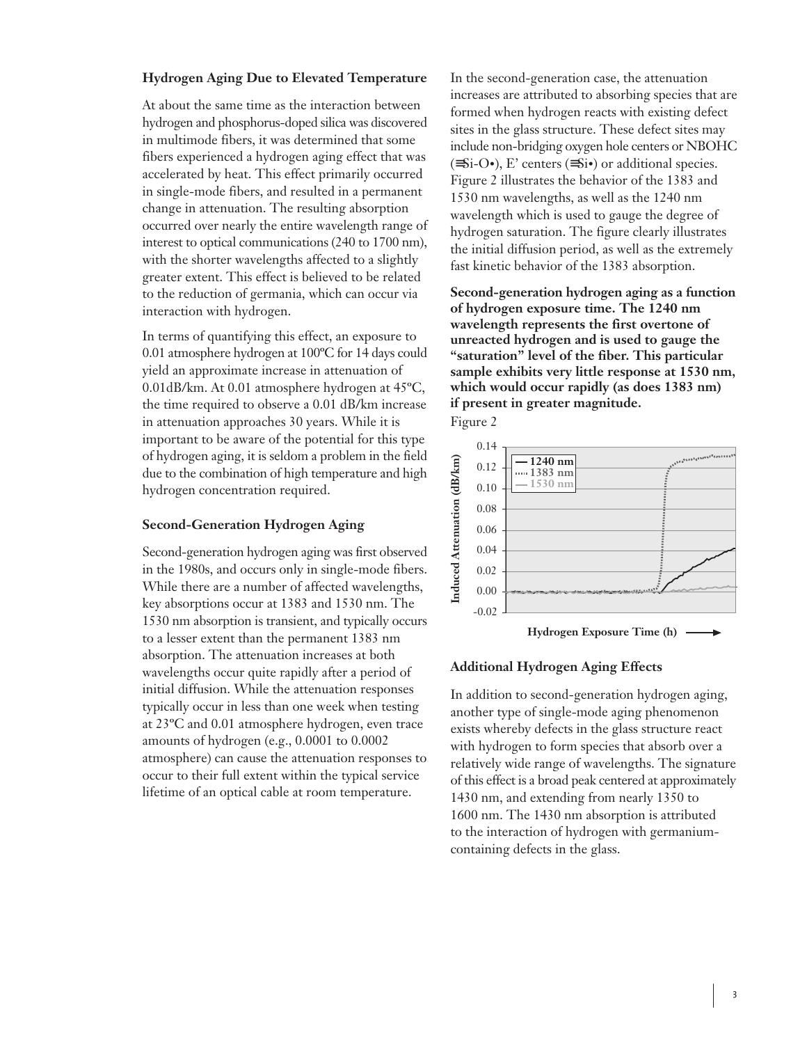### Hydrogen Aging Due to Elevated Temperature

At about the same time as the interaction between hydrogen and phosphorus-doped silica was discovered in multimode fibers, it was determined that some fibers experienced a hydrogen aging effect that was accelerated by heat. This effect primarily occurred in single-mode fibers, and resulted in a permanent change in attenuation. The resulting absorption occurred over nearly the entire wavelength range of interest to optical communications (240 to 1700 nm), with the shorter wavelengths affected to a slightly greater extent. This effect is believed to be related to the reduction of germania, which can occur via interaction with hydrogen.

In terms of quantifying this effect, an exposure to 0.01 atmosphere hydrogen at 100ºC for 14 days could yield an approximate increase in attenuation of 0.01dB/km. At 0.01 atmosphere hydrogen at 45ºC, the time required to observe a 0.01 dB/km increase in attenuation approaches 30 years. While it is important to be aware of the potential for this type of hydrogen aging, it is seldom a problem in the field due to the combination of high temperature and high hydrogen concentration required.

### Second-Generation Hydrogen Aging

Second-generation hydrogen aging was first observed in the 1980s, and occurs only in single-mode fibers. While there are a number of affected wavelengths, key absorptions occur at 1383 and 1530 nm. The 1530 nm absorption is transient, and typically occurs to a lesser extent than the permanent 1383 nm absorption. The attenuation increases at both wavelengths occur quite rapidly after a period of initial diffusion. While the attenuation responses typically occur in less than one week when testing at 23ºC and 0.01 atmosphere hydrogen, even trace amounts of hydrogen (e.g., 0.0001 to 0.0002 atmosphere) can cause the attenuation responses to occur to their full extent within the typical service lifetime of an optical cable at room temperature.

In the second-generation case, the attenuation increases are attributed to absorbing species that are formed when hydrogen reacts with existing defect sites in the glass structure. These defect sites may include non-bridging oxygen hole centers or NBOHC (≡Si-O•), E' centers (≡Si•) or additional species. Figure 2 illustrates the behavior of the 1383 and 1530 nm wavelengths, as well as the 1240 nm wavelength which is used to gauge the degree of hydrogen saturation. The figure clearly illustrates the initial diffusion period, as well as the extremely fast kinetic behavior of the 1383 absorption.

**Second-generation hydrogen aging as a function of hydrogen exposure time. The 1240 nm wavelength represents the first overtone of unreacted hydrogen and is used to gauge the "saturation" level of the fiber. This particular sample exhibits very little response at 1530 nm, which would occur rapidly (as does 1383 nm) if present in greater magnitude.**

Figure 2

### Additional Hydrogen Aging Effects

In addition to second-generation hydrogen aging, another type of single-mode aging phenomenon exists whereby defects in the glass structure react with hydrogen to form species that absorb over a relatively wide range of wavelengths. The signature of this effect is a broad peak centered at approximately 1430 nm, and extending from nearly 1350 to 1600 nm. The 1430 nm absorption is attributed to the interaction of hydrogen with germanium-containing defects in the glass.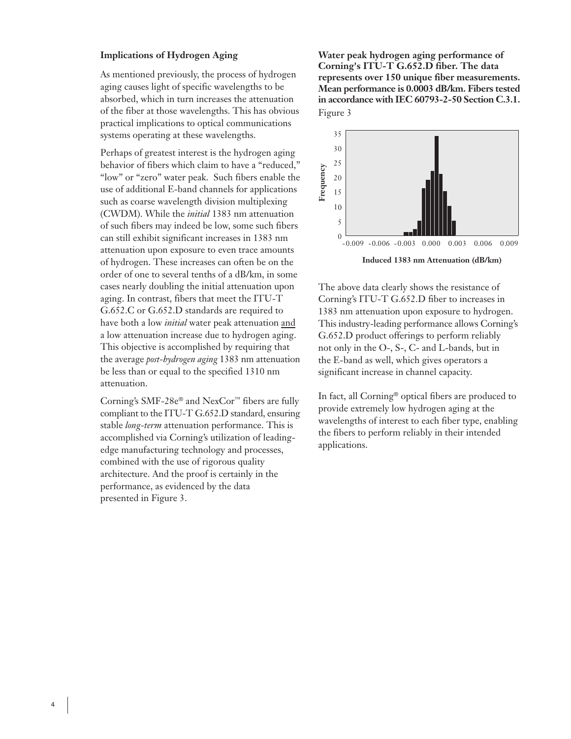### Implications of Hydrogen Aging

As mentioned previously, the process of hydrogen aging causes light of specific wavelengths to be absorbed, which in turn increases the attenuation of the fiber at those wavelengths. This has obvious practical implications to optical communications systems operating at these wavelengths.

Perhaps of greatest interest is the hydrogen aging behavior of fibers which claim to have a "reduced," "low" or "zero" water peak. Such fibers enable the use of additional E-band channels for applications such as coarse wavelength division multiplexing (CWDM). While the *initial* 1383 nm attenuation of such fibers may indeed be low, some such fibers can still exhibit significant increases in 1383 nm attenuation upon exposure to even trace amounts of hydrogen. These increases can often be on the order of one to several tenths of a dB/km, in some cases nearly doubling the initial attenuation upon aging. In contrast, fibers that meet the ITU-T G.652.C or G.652.D standards are required to have both a low *initial* water peak attenuation and a low attenuation increase due to hydrogen aging. This objective is accomplished by requiring that the average *post-hydrogen aging* 1383 nm attenuation be less than or equal to the specified 1310 nm attenuation.

Corning's SMF-28e® and NexCor™ fibers are fully compliant to the ITU-T G.652.D standard, ensuring stable *long-term* attenuation performance. This is accomplished via Corning's utilization of leading-edge manufacturing technology and processes, combined with the use of rigorous quality architecture. And the proof is certainly in the performance, as evidenced by the data presented in Figure 3.

**Water peak hydrogen aging performance of Corning's ITU-T G.652.D fiber. The data represents over 150 unique fiber measurements. Mean performance is 0.0003 dB/km. Fibers tested in accordance with IEC 60793-2-50 Section C.3.1.**

Figure 3

The above data clearly shows the resistance of Corning's ITU-T G.652.D fiber to increases in 1383 nm attenuation upon exposure to hydrogen. This industry-leading performance allows Corning's G.652.D product offerings to perform reliably not only in the O-, S-, C- and L-bands, but in the E-band as well, which gives operators a significant increase in channel capacity.

In fact, all Corning® optical fibers are produced to provide extremely low hydrogen aging at the wavelengths of interest to each fiber type, enabling the fibers to perform reliably in their intended applications.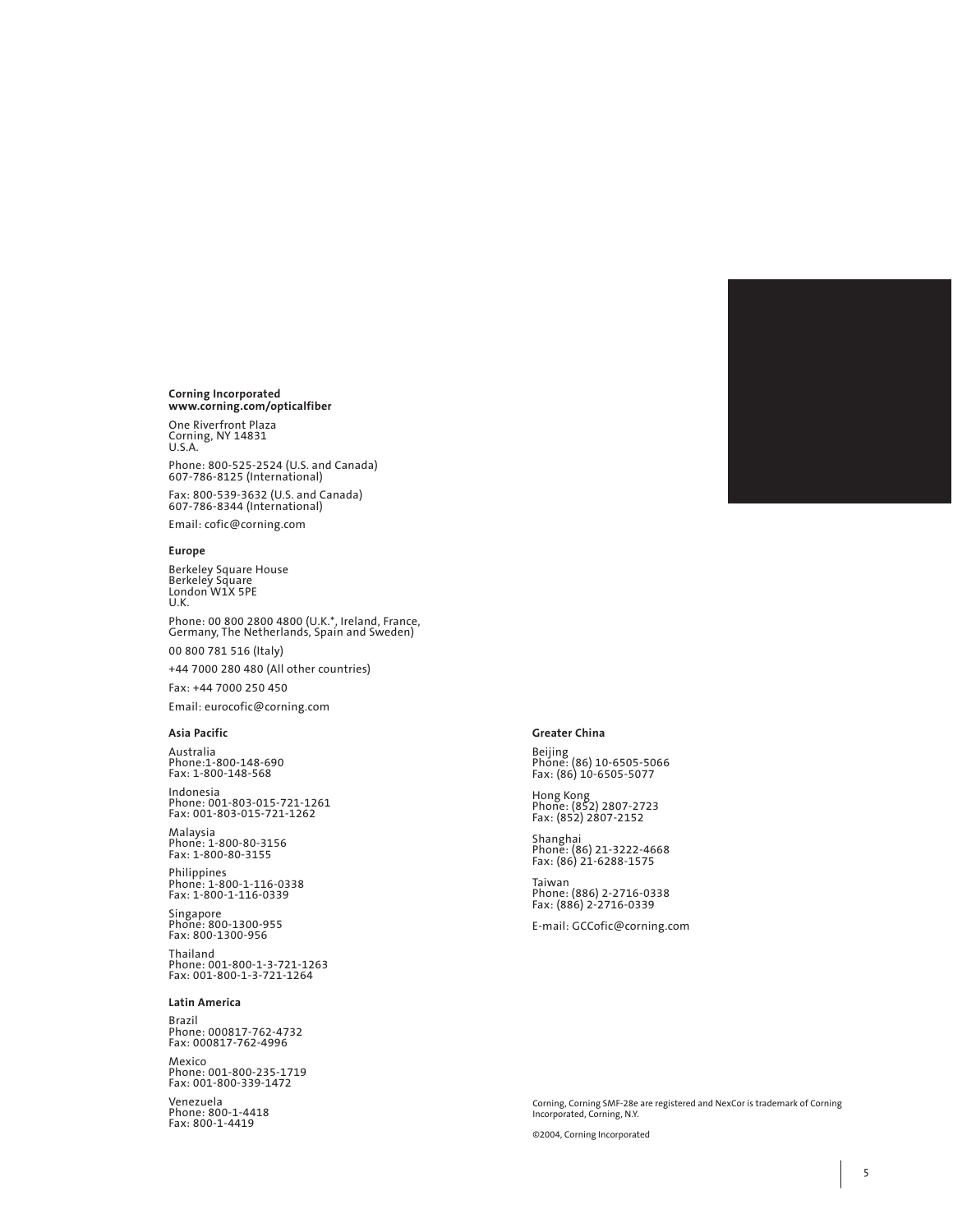**Corning Incorporated**
**www.corning.com/opticalfiber**

One Riverfront Plaza
Corning, NY 14831
U.S.A.

Phone: 800-525-2524 (U.S. and Canada)
607-786-8125 (International)

Fax: 800-539-3632 (U.S. and Canada)
607-786-8344 (International)

Email: cofic@corning.com

**Europe**

Berkeley Square House
Berkeley Square
London W1X 5PE
U.K.

Phone: 00 800 2800 4800 (U.K.*, Ireland, France, Germany, The Netherlands, Spain and Sweden)

00 800 781 516 (Italy)

+44 7000 280 480 (All other countries)

Fax: +44 7000 250 450

Email: eurocofic@corning.com

**Asia Pacific**

Australia
Phone:1-800-148-690
Fax: 1-800-148-568

Indonesia
Phone: 001-803-015-721-1261
Fax: 001-803-015-721-1262

Malaysia
Phone: 1-800-80-3156
Fax: 1-800-80-3155

Philippines
Phone: 1-800-1-116-0338
Fax: 1-800-1-116-0339

Singapore
Phone: 800-1300-955
Fax: 800-1300-956

Thailand
Phone: 001-800-1-3-721-1263
Fax: 001-800-1-3-721-1264

**Latin America**

Brazil
Phone: 000817-762-4732
Fax: 000817-762-4996

Mexico
Phone: 001-800-235-1719
Fax: 001-800-339-1472

Venezuela
Phone: 800-1-4418
Fax: 800-1-4419

**Greater China**

Beijing
Phone: (86) 10-6505-5066
Fax: (86) 10-6505-5077

Hong Kong
Phone: (852) 2807-2723
Fax: (852) 2807-2152

Shanghai
Phone: (86) 21-3222-4668
Fax: (86) 21-6288-1575

Taiwan
Phone: (886) 2-2716-0338
Fax: (886) 2-2716-0339

E-mail: GCCofic@corning.com

Corning, Corning SMF-28e are registered and NexCor is trademark of Corning Incorporated, Corning, N.Y.

©2004, Corning Incorporated